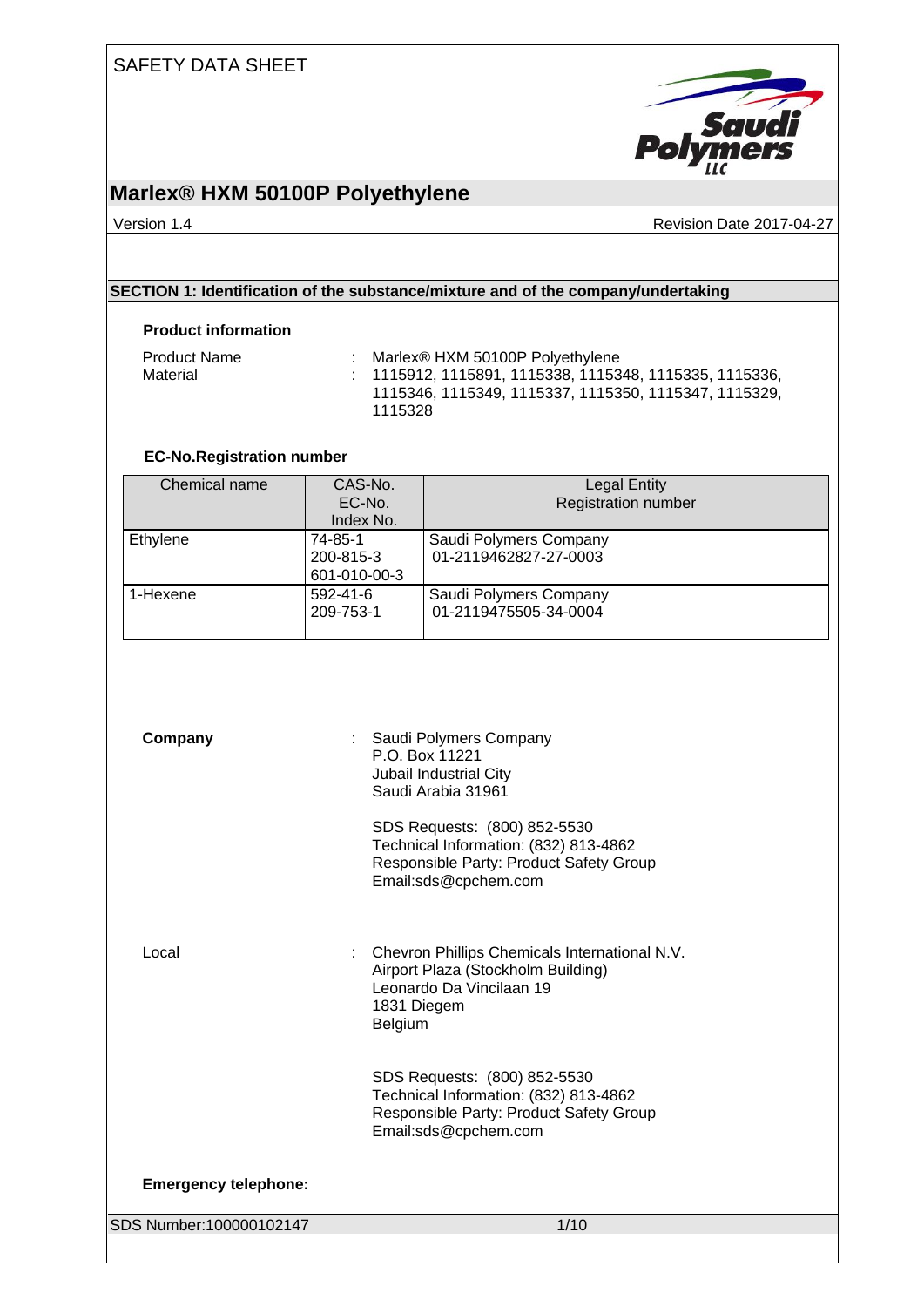SAFETY DATA SHEET

# Marlex® HXM 50100P Polyethylene

Version 1.4 Revision Date 2017-04-27

## SECTION 1: Identification of the substance/mixture and of the company/undertaking

### Product information

Product Name : Marlex® HXM 50100P Polyethylene

Material : 1115912, 1115891, 1115338, 1115348, 1115335, 1115336, 1115346, 1115349, 1115337, 1115350, 1115347, 1115329, 1115328

### EC-No.Registration number

| Chemical name | CAS-No.<br>EC-No.<br>Index No. | Legal Entity<br>Registration number |
|---|---|---|
| Ethylene | 74-85-1<br>200-815-3<br>601-010-00-3 | Saudi Polymers Company<br>01-2119462827-27-0003 |
| 1-Hexene | 592-41-6<br>209-753-1 | Saudi Polymers Company<br>01-2119475505-34-0004 |

**Company** : Saudi Polymers Company
P.O. Box 11221
Jubail Industrial City
Saudi Arabia 31961

SDS Requests: (800) 852-5530
Technical Information: (832) 813-4862
Responsible Party: Product Safety Group
Email:sds@cpchem.com

Local : Chevron Phillips Chemicals International N.V.
Airport Plaza (Stockholm Building)
Leonardo Da Vincilaan 19
1831 Diegem
Belgium

SDS Requests: (800) 852-5530
Technical Information: (832) 813-4862
Responsible Party: Product Safety Group
Email:sds@cpchem.com

**Emergency telephone:**

SDS Number:100000102147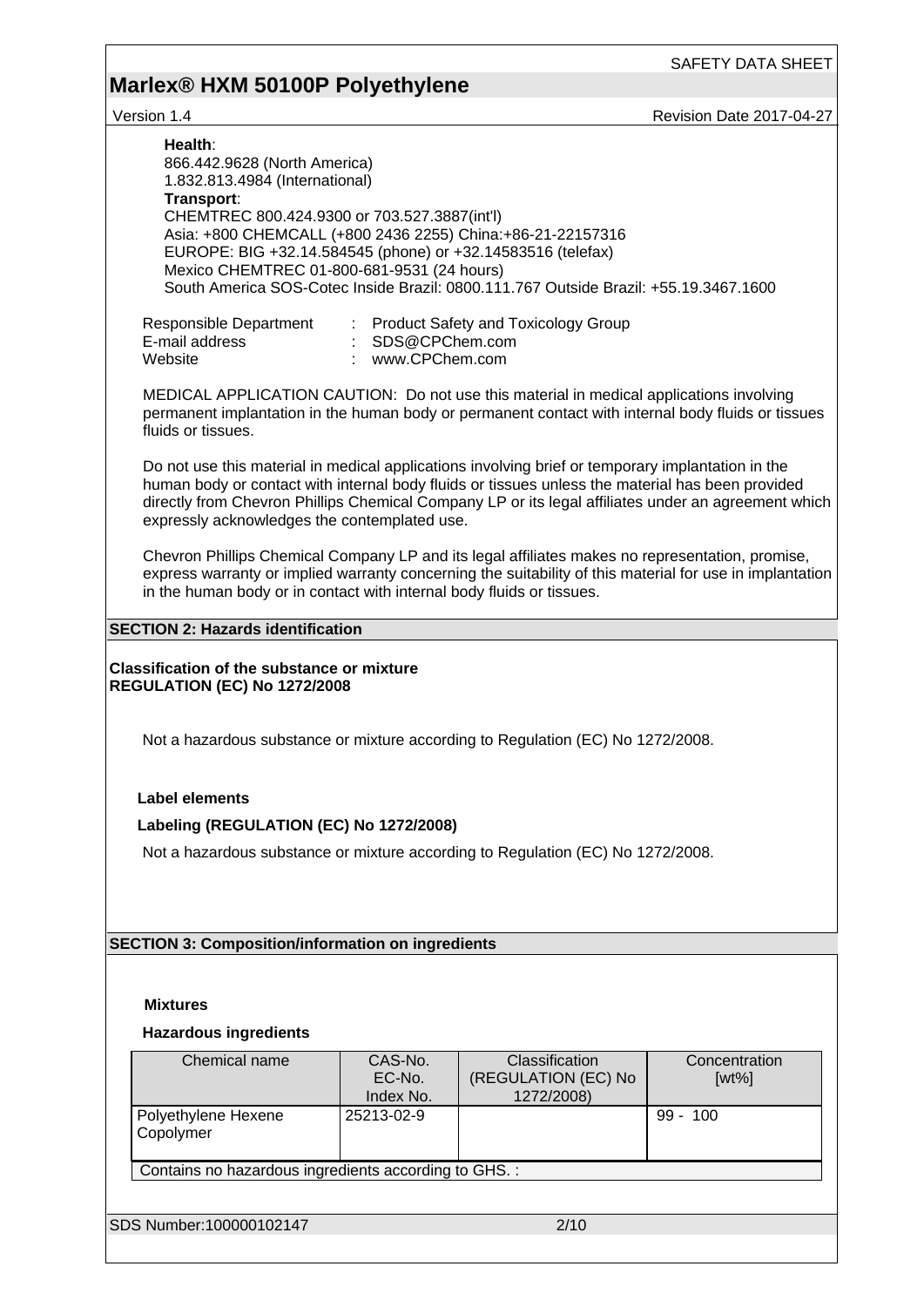**Health**:
866.442.9628 (North America)
1.832.813.4984 (International)
**Transport**:
CHEMTREC 800.424.9300 or 703.527.3887(int'l)
Asia: +800 CHEMCALL (+800 2436 2255) China:+86-21-22157316
EUROPE: BIG +32.14.584545 (phone) or +32.14583516 (telefax)
Mexico CHEMTREC 01-800-681-9531 (24 hours)
South America SOS-Cotec Inside Brazil: 0800.111.767 Outside Brazil: +55.19.3467.1600

Responsible Department : Product Safety and Toxicology Group
E-mail address : SDS@CPChem.com
Website : www.CPChem.com

MEDICAL APPLICATION CAUTION: Do not use this material in medical applications involving permanent implantation in the human body or permanent contact with internal body fluids or tissues fluids or tissues.

Do not use this material in medical applications involving brief or temporary implantation in the human body or contact with internal body fluids or tissues unless the material has been provided directly from Chevron Phillips Chemical Company LP or its legal affiliates under an agreement which expressly acknowledges the contemplated use.

Chevron Phillips Chemical Company LP and its legal affiliates makes no representation, promise, express warranty or implied warranty concerning the suitability of this material for use in implantation in the human body or in contact with internal body fluids or tissues.

## SECTION 2: Hazards identification

**Classification of the substance or mixture**
**REGULATION (EC) No 1272/2008**

Not a hazardous substance or mixture according to Regulation (EC) No 1272/2008.

**Label elements**

**Labeling (REGULATION (EC) No 1272/2008)**

Not a hazardous substance or mixture according to Regulation (EC) No 1272/2008.

## SECTION 3: Composition/information on ingredients

**Mixtures**

**Hazardous ingredients**

| Chemical name | CAS-No. EC-No. Index No. | Classification (REGULATION (EC) No 1272/2008) | Concentration [wt%] |
|---|---|---|---|
| Polyethylene Hexene Copolymer | 25213-02-9 | | 99 - 100 |
| Contains no hazardous ingredients according to GHS. : | | | |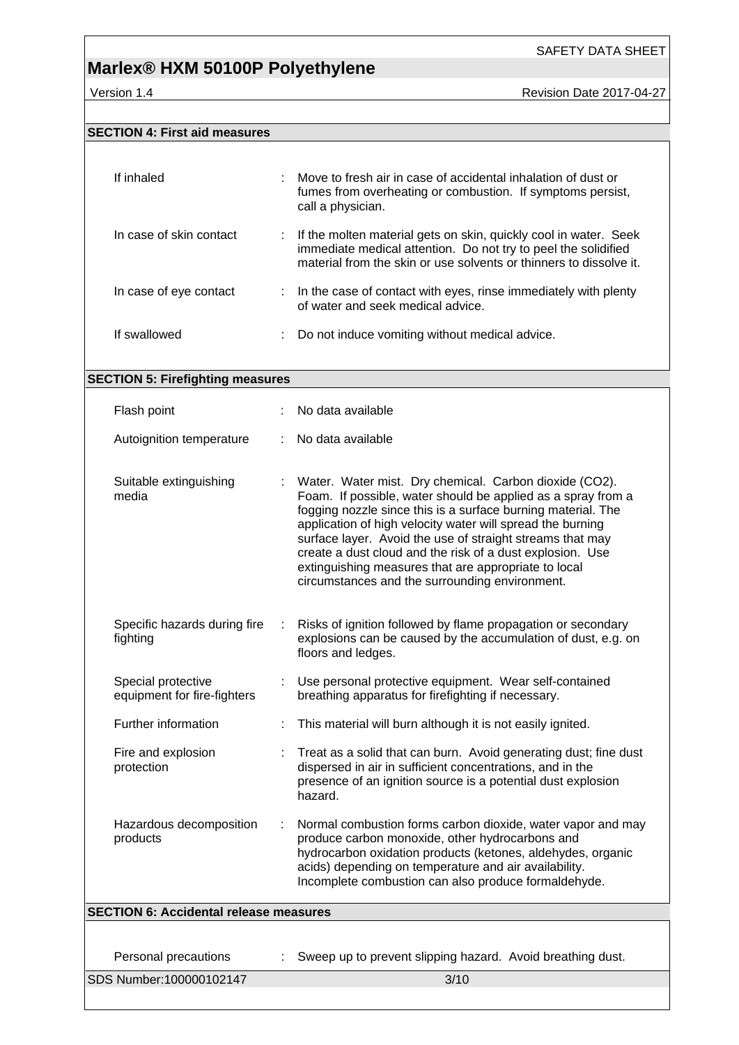## SECTION 4: First aid measures

| | |
|---|---|
| If inhaled | Move to fresh air in case of accidental inhalation of dust or fumes from overheating or combustion. If symptoms persist, call a physician. |
| In case of skin contact | If the molten material gets on skin, quickly cool in water. Seek immediate medical attention. Do not try to peel the solidified material from the skin or use solvents or thinners to dissolve it. |
| In case of eye contact | In the case of contact with eyes, rinse immediately with plenty of water and seek medical advice. |
| If swallowed | Do not induce vomiting without medical advice. |

## SECTION 5: Firefighting measures

| | |
|---|---|
| Flash point | No data available |
| Autoignition temperature | No data available |
| Suitable extinguishing media | Water. Water mist. Dry chemical. Carbon dioxide ($CO_2$). Foam. If possible, water should be applied as a spray from a fogging nozzle since this is a surface burning material. The application of high velocity water will spread the burning surface layer. Avoid the use of straight streams that may create a dust cloud and the risk of a dust explosion. Use extinguishing measures that are appropriate to local circumstances and the surrounding environment. |
| Specific hazards during fire fighting | Risks of ignition followed by flame propagation or secondary explosions can be caused by the accumulation of dust, e.g. on floors and ledges. |
| Special protective equipment for fire-fighters | Use personal protective equipment. Wear self-contained breathing apparatus for firefighting if necessary. |
| Further information | This material will burn although it is not easily ignited. |
| Fire and explosion protection | Treat as a solid that can burn. Avoid generating dust; fine dust dispersed in air in sufficient concentrations, and in the presence of an ignition source is a potential dust explosion hazard. |
| Hazardous decomposition products | Normal combustion forms carbon dioxide, water vapor and may produce carbon monoxide, other hydrocarbons and hydrocarbon oxidation products (ketones, aldehydes, organic acids) depending on temperature and air availability. Incomplete combustion can also produce formaldehyde. |

## SECTION 6: Accidental release measures

| | |
|---|---|
| Personal precautions | Sweep up to prevent slipping hazard. Avoid breathing dust. |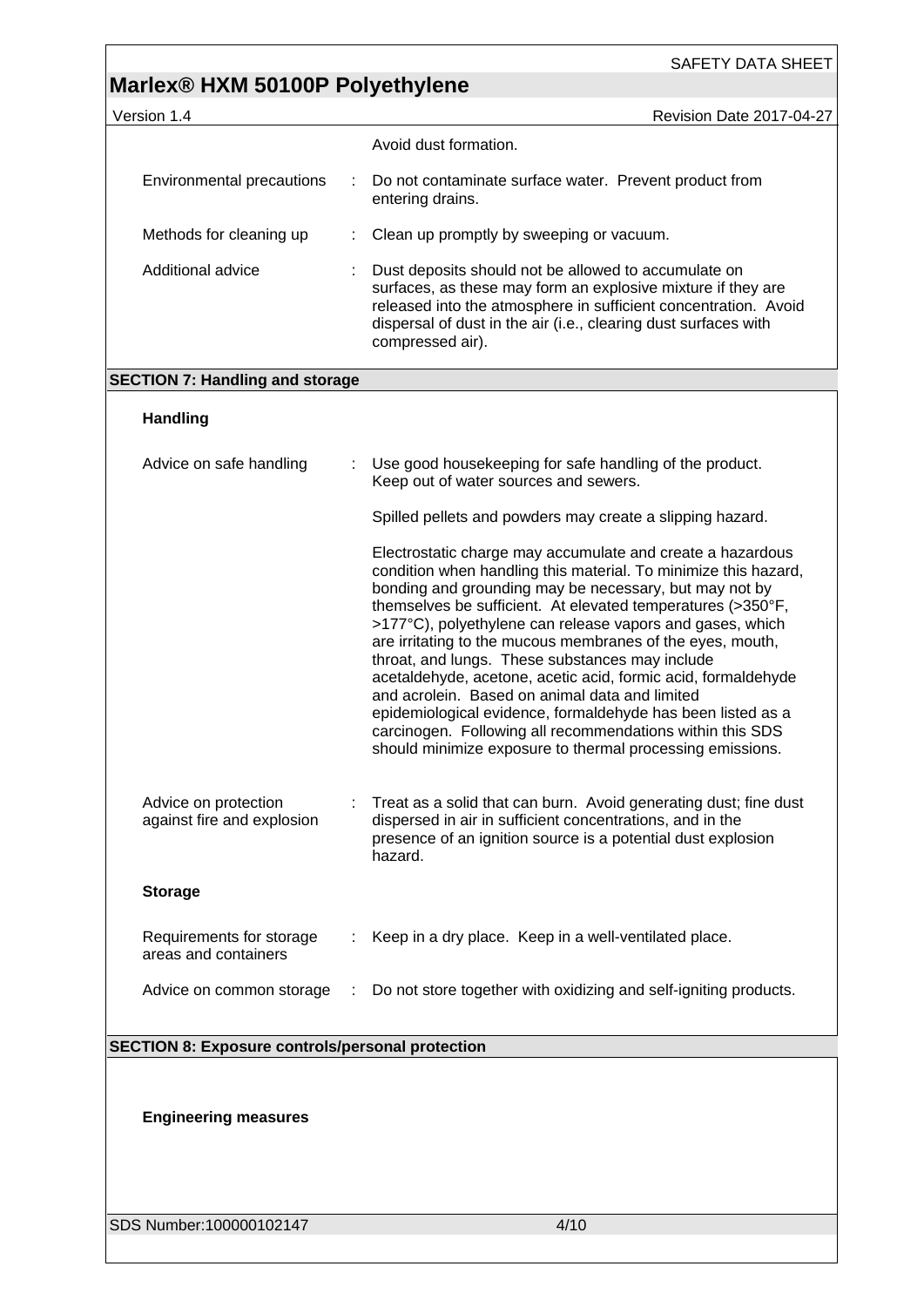Avoid dust formation.

Environmental precautions : Do not contaminate surface water. Prevent product from entering drains.

Methods for cleaning up : Clean up promptly by sweeping or vacuum.

Additional advice : Dust deposits should not be allowed to accumulate on surfaces, as these may form an explosive mixture if they are released into the atmosphere in sufficient concentration. Avoid dispersal of dust in the air (i.e., clearing dust surfaces with compressed air).

## SECTION 7: Handling and storage

### Handling

Advice on safe handling : Use good housekeeping for safe handling of the product. Keep out of water sources and sewers.

Spilled pellets and powders may create a slipping hazard.

Electrostatic charge may accumulate and create a hazardous condition when handling this material. To minimize this hazard, bonding and grounding may be necessary, but may not by themselves be sufficient. At elevated temperatures (>350°F, >177°C), polyethylene can release vapors and gases, which are irritating to the mucous membranes of the eyes, mouth, throat, and lungs. These substances may include acetaldehyde, acetone, acetic acid, formic acid, formaldehyde and acrolein. Based on animal data and limited epidemiological evidence, formaldehyde has been listed as a carcinogen. Following all recommendations within this SDS should minimize exposure to thermal processing emissions.

Advice on protection against fire and explosion : Treat as a solid that can burn. Avoid generating dust; fine dust dispersed in air in sufficient concentrations, and in the presence of an ignition source is a potential dust explosion hazard.

### Storage

Requirements for storage areas and containers : Keep in a dry place. Keep in a well-ventilated place.

Advice on common storage : Do not store together with oxidizing and self-igniting products.

## SECTION 8: Exposure controls/personal protection

### Engineering measures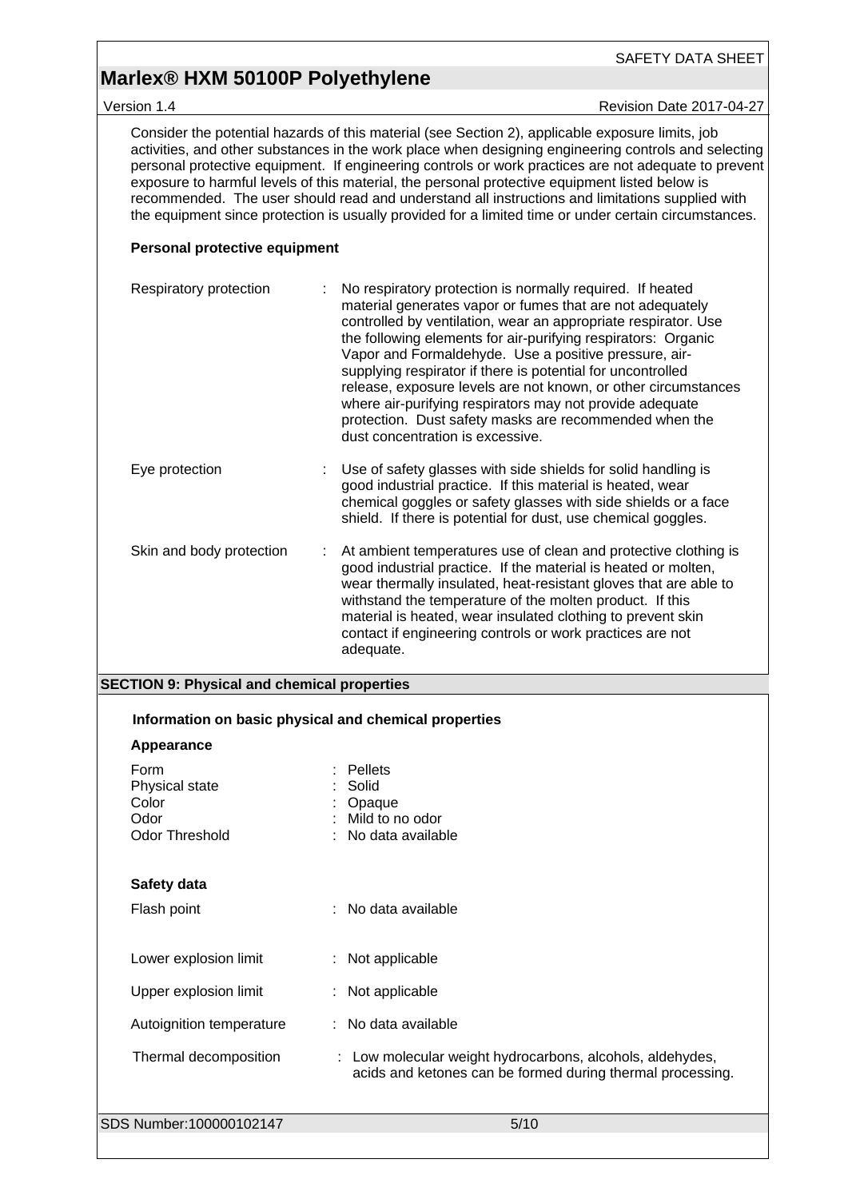Consider the potential hazards of this material (see Section 2), applicable exposure limits, job activities, and other substances in the work place when designing engineering controls and selecting personal protective equipment. If engineering controls or work practices are not adequate to prevent exposure to harmful levels of this material, the personal protective equipment listed below is recommended. The user should read and understand all instructions and limitations supplied with the equipment since protection is usually provided for a limited time or under certain circumstances.

**Personal protective equipment**

| | | |
|---|---|---|
| Respiratory protection | : | No respiratory protection is normally required. If heated material generates vapor or fumes that are not adequately controlled by ventilation, wear an appropriate respirator. Use the following elements for air-purifying respirators: Organic Vapor and Formaldehyde. Use a positive pressure, air-supplying respirator if there is potential for uncontrolled release, exposure levels are not known, or other circumstances where air-purifying respirators may not provide adequate protection. Dust safety masks are recommended when the dust concentration is excessive. |
| Eye protection | : | Use of safety glasses with side shields for solid handling is good industrial practice. If this material is heated, wear chemical goggles or safety glasses with side shields or a face shield. If there is potential for dust, use chemical goggles. |
| Skin and body protection | : | At ambient temperatures use of clean and protective clothing is good industrial practice. If the material is heated or molten, wear thermally insulated, heat-resistant gloves that are able to withstand the temperature of the molten product. If this material is heated, wear insulated clothing to prevent skin contact if engineering controls or work practices are not adequate. |

## SECTION 9: Physical and chemical properties

**Information on basic physical and chemical properties**

**Appearance**

| | | |
|---|---|---|
| Form | : | Pellets |
| Physical state | : | Solid |
| Color | : | Opaque |
| Odor | : | Mild to no odor |
| Odor Threshold | : | No data available |

**Safety data**

| | | |
|---|---|---|
| Flash point | : | No data available |
| Lower explosion limit | : | Not applicable |
| Upper explosion limit | : | Not applicable |
| Autoignition temperature | : | No data available |
| Thermal decomposition | : | Low molecular weight hydrocarbons, alcohols, aldehydes, acids and ketones can be formed during thermal processing. |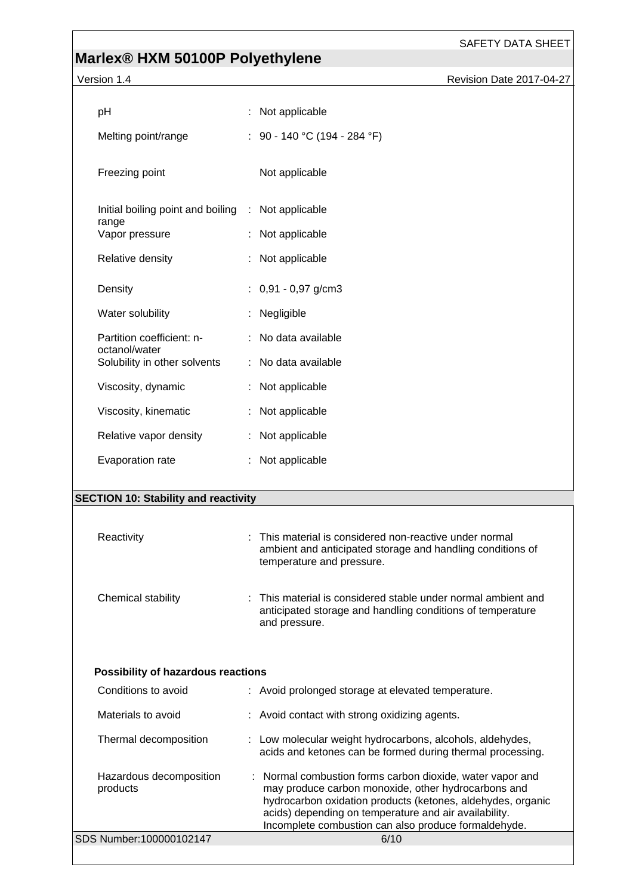| Property | Value |
|---|---|
| pH | Not applicable |
| Melting point/range | 90 - 140 °C (194 - 284 °F) |
| Freezing point | Not applicable |
| Initial boiling point and boiling range | Not applicable |
| Vapor pressure | Not applicable |
| Relative density | Not applicable |
| Density | 0,91 - 0,97 g/cm3 |
| Water solubility | Negligible |
| Partition coefficient: n-octanol/water | No data available |
| Solubility in other solvents | No data available |
| Viscosity, dynamic | Not applicable |
| Viscosity, kinematic | Not applicable |
| Relative vapor density | Not applicable |
| Evaporation rate | Not applicable |

## SECTION 10: Stability and reactivity

| Property | Value |
|---|---|
| Reactivity | This material is considered non-reactive under normal ambient and anticipated storage and handling conditions of temperature and pressure. |
| Chemical stability | This material is considered stable under normal ambient and anticipated storage and handling conditions of temperature and pressure. |

**Possibility of hazardous reactions**

| Property | Value |
|---|---|
| Conditions to avoid | Avoid prolonged storage at elevated temperature. |
| Materials to avoid | Avoid contact with strong oxidizing agents. |
| Thermal decomposition | Low molecular weight hydrocarbons, alcohols, aldehydes, acids and ketones can be formed during thermal processing. |
| Hazardous decomposition products | Normal combustion forms carbon dioxide, water vapor and may produce carbon monoxide, other hydrocarbons and hydrocarbon oxidation products (ketones, aldehydes, organic acids) depending on temperature and air availability. Incomplete combustion can also produce formaldehyde. |

SDS Number:100000102147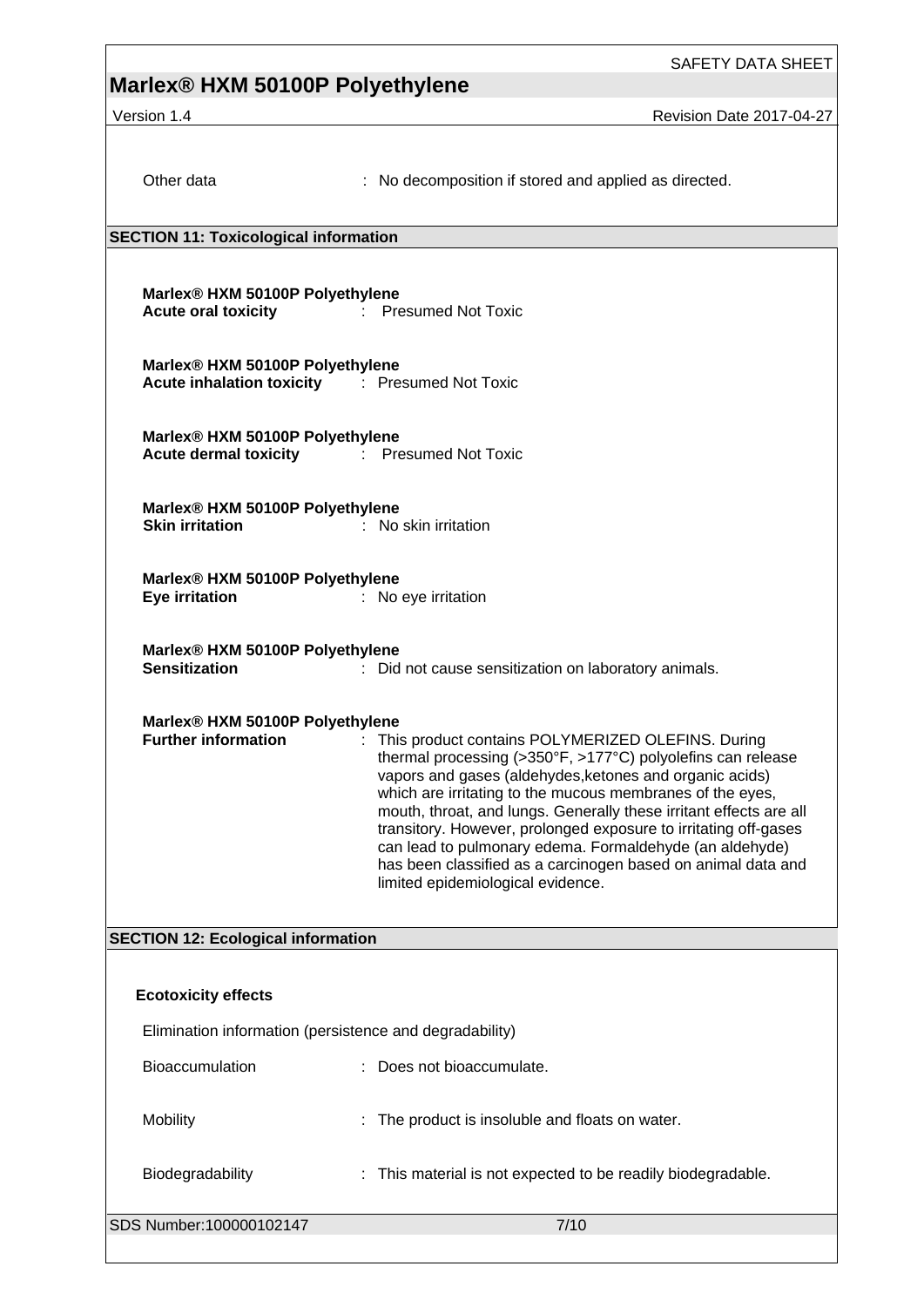Other data : No decomposition if stored and applied as directed.

## SECTION 11: Toxicological information

**Marlex® HXM 50100P Polyethylene**
**Acute oral toxicity** : Presumed Not Toxic

**Marlex® HXM 50100P Polyethylene**
**Acute inhalation toxicity** : Presumed Not Toxic

**Marlex® HXM 50100P Polyethylene**
**Acute dermal toxicity** : Presumed Not Toxic

**Marlex® HXM 50100P Polyethylene**
**Skin irritation** : No skin irritation

**Marlex® HXM 50100P Polyethylene**
**Eye irritation** : No eye irritation

**Marlex® HXM 50100P Polyethylene**
**Sensitization** : Did not cause sensitization on laboratory animals.

**Marlex® HXM 50100P Polyethylene**
**Further information** : This product contains POLYMERIZED OLEFINS. During thermal processing (>350°F, >177°C) polyolefins can release vapors and gases (aldehydes,ketones and organic acids) which are irritating to the mucous membranes of the eyes, mouth, throat, and lungs. Generally these irritant effects are all transitory. However, prolonged exposure to irritating off-gases can lead to pulmonary edema. Formaldehyde (an aldehyde) has been classified as a carcinogen based on animal data and limited epidemiological evidence.

## SECTION 12: Ecological information

**Ecotoxicity effects**

Elimination information (persistence and degradability)

Bioaccumulation : Does not bioaccumulate.

Mobility : The product is insoluble and floats on water.

Biodegradability : This material is not expected to be readily biodegradable.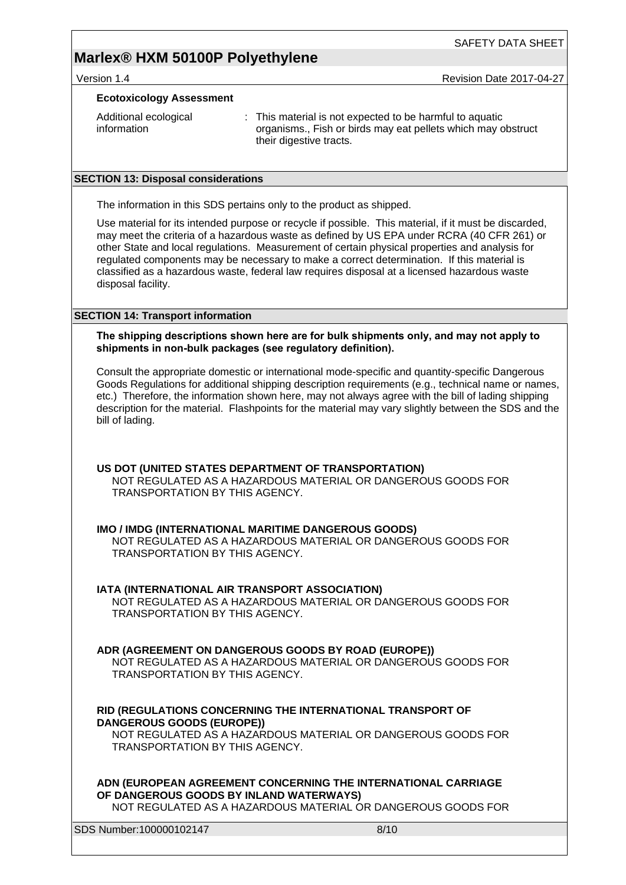### Ecotoxicology Assessment

Additional ecological information : This material is not expected to be harmful to aquatic organisms., Fish or birds may eat pellets which may obstruct their digestive tracts.

## SECTION 13: Disposal considerations

The information in this SDS pertains only to the product as shipped.

Use material for its intended purpose or recycle if possible. This material, if it must be discarded, may meet the criteria of a hazardous waste as defined by US EPA under RCRA (40 CFR 261) or other State and local regulations. Measurement of certain physical properties and analysis for regulated components may be necessary to make a correct determination. If this material is classified as a hazardous waste, federal law requires disposal at a licensed hazardous waste disposal facility.

## SECTION 14: Transport information

**The shipping descriptions shown here are for bulk shipments only, and may not apply to shipments in non-bulk packages (see regulatory definition).**

Consult the appropriate domestic or international mode-specific and quantity-specific Dangerous Goods Regulations for additional shipping description requirements (e.g., technical name or names, etc.) Therefore, the information shown here, may not always agree with the bill of lading shipping description for the material. Flashpoints for the material may vary slightly between the SDS and the bill of lading.

**US DOT (UNITED STATES DEPARTMENT OF TRANSPORTATION)**
NOT REGULATED AS A HAZARDOUS MATERIAL OR DANGEROUS GOODS FOR TRANSPORTATION BY THIS AGENCY.

**IMO / IMDG (INTERNATIONAL MARITIME DANGEROUS GOODS)**
NOT REGULATED AS A HAZARDOUS MATERIAL OR DANGEROUS GOODS FOR TRANSPORTATION BY THIS AGENCY.

**IATA (INTERNATIONAL AIR TRANSPORT ASSOCIATION)**
NOT REGULATED AS A HAZARDOUS MATERIAL OR DANGEROUS GOODS FOR TRANSPORTATION BY THIS AGENCY.

**ADR (AGREEMENT ON DANGEROUS GOODS BY ROAD (EUROPE))**
NOT REGULATED AS A HAZARDOUS MATERIAL OR DANGEROUS GOODS FOR TRANSPORTATION BY THIS AGENCY.

**RID (REGULATIONS CONCERNING THE INTERNATIONAL TRANSPORT OF DANGEROUS GOODS (EUROPE))**
NOT REGULATED AS A HAZARDOUS MATERIAL OR DANGEROUS GOODS FOR TRANSPORTATION BY THIS AGENCY.

**ADN (EUROPEAN AGREEMENT CONCERNING THE INTERNATIONAL CARRIAGE OF DANGEROUS GOODS BY INLAND WATERWAYS)**
NOT REGULATED AS A HAZARDOUS MATERIAL OR DANGEROUS GOODS FOR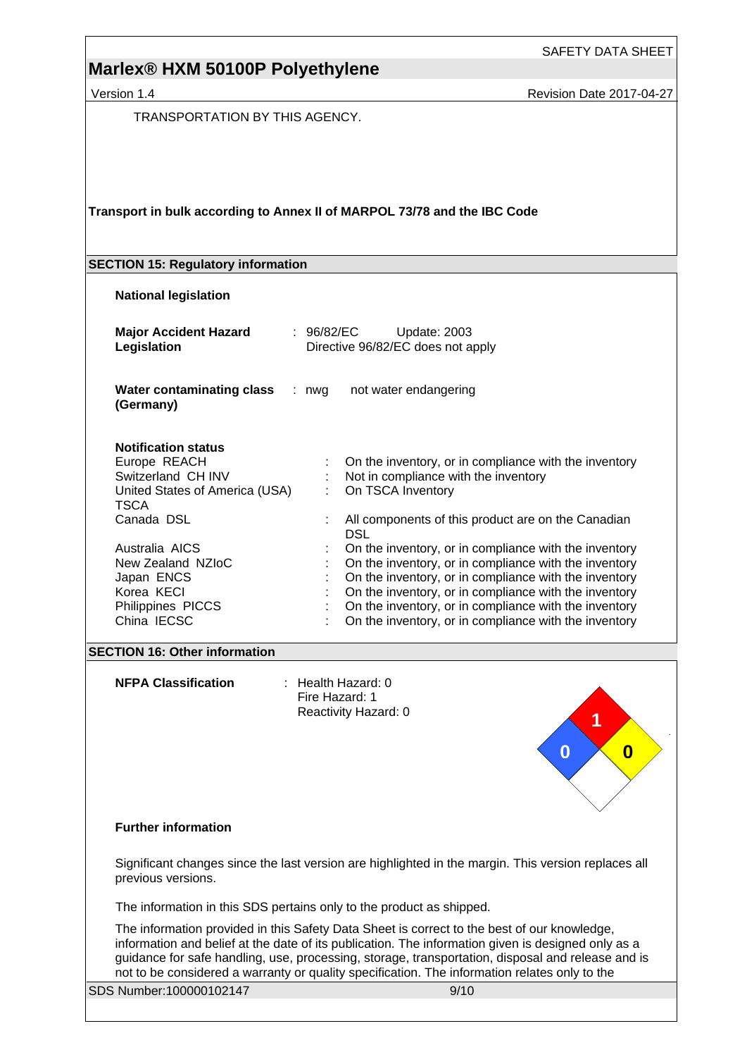TRANSPORTATION BY THIS AGENCY.

**Transport in bulk according to Annex II of MARPOL 73/78 and the IBC Code**

## SECTION 15: Regulatory information

**National legislation**

**Major Accident Hazard Legislation** : 96/82/EC Update: 2003
Directive 96/82/EC does not apply

**Water contaminating class (Germany)** : nwg not water endangering

**Notification status**

| | | |
|---|---|---|
| Europe REACH | : | On the inventory, or in compliance with the inventory |
| Switzerland CH INV | : | Not in compliance with the inventory |
| United States of America (USA) TSCA | : | On TSCA Inventory |
| Canada DSL | : | All components of this product are on the Canadian DSL |
| Australia AICS | : | On the inventory, or in compliance with the inventory |
| New Zealand NZIoC | : | On the inventory, or in compliance with the inventory |
| Japan ENCS | : | On the inventory, or in compliance with the inventory |
| Korea KECI | : | On the inventory, or in compliance with the inventory |
| Philippines PICCS | : | On the inventory, or in compliance with the inventory |
| China IECSC | : | On the inventory, or in compliance with the inventory |

## SECTION 16: Other information

**NFPA Classification** : Health Hazard: 0
Fire Hazard: 1
Reactivity Hazard: 0

**Further information**

Significant changes since the last version are highlighted in the margin. This version replaces all previous versions.

The information in this SDS pertains only to the product as shipped.

The information provided in this Safety Data Sheet is correct to the best of our knowledge, information and belief at the date of its publication. The information given is designed only as a guidance for safe handling, use, processing, storage, transportation, disposal and release and is not to be considered a warranty or quality specification. The information relates only to the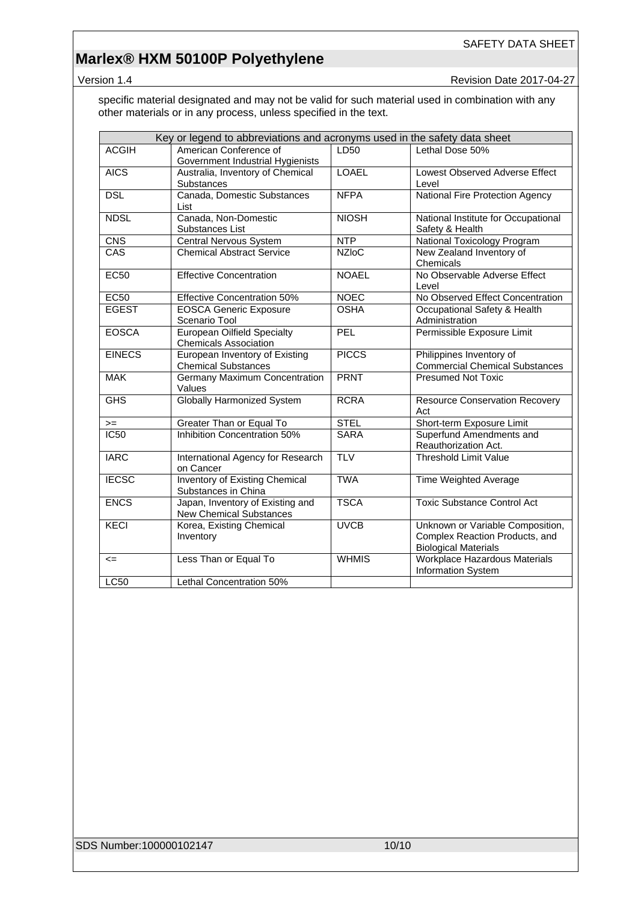specific material designated and may not be valid for such material used in combination with any other materials or in any process, unless specified in the text.

| Key or legend to abbreviations and acronyms used in the safety data sheet | | | |
|---|---|---|---|
| ACGIH | American Conference of Government Industrial Hygienists | LD50 | Lethal Dose 50% |
| AICS | Australia, Inventory of Chemical Substances | LOAEL | Lowest Observed Adverse Effect Level |
| DSL | Canada, Domestic Substances List | NFPA | National Fire Protection Agency |
| NDSL | Canada, Non-Domestic Substances List | NIOSH | National Institute for Occupational Safety & Health |
| CNS | Central Nervous System | NTP | National Toxicology Program |
| CAS | Chemical Abstract Service | NZIoC | New Zealand Inventory of Chemicals |
| EC50 | Effective Concentration | NOAEL | No Observable Adverse Effect Level |
| EC50 | Effective Concentration 50% | NOEC | No Observed Effect Concentration |
| EGEST | EOSCA Generic Exposure Scenario Tool | OSHA | Occupational Safety & Health Administration |
| EOSCA | European Oilfield Specialty Chemicals Association | PEL | Permissible Exposure Limit |
| EINECS | European Inventory of Existing Chemical Substances | PICCS | Philippines Inventory of Commercial Chemical Substances |
| MAK | Germany Maximum Concentration Values | PRNT | Presumed Not Toxic |
| GHS | Globally Harmonized System | RCRA | Resource Conservation Recovery Act |
| >= | Greater Than or Equal To | STEL | Short-term Exposure Limit |
| IC50 | Inhibition Concentration 50% | SARA | Superfund Amendments and Reauthorization Act. |
| IARC | International Agency for Research on Cancer | TLV | Threshold Limit Value |
| IECSC | Inventory of Existing Chemical Substances in China | TWA | Time Weighted Average |
| ENCS | Japan, Inventory of Existing and New Chemical Substances | TSCA | Toxic Substance Control Act |
| KECI | Korea, Existing Chemical Inventory | UVCB | Unknown or Variable Composition, Complex Reaction Products, and Biological Materials |
| <= | Less Than or Equal To | WHMIS | Workplace Hazardous Materials Information System |
| LC50 | Lethal Concentration 50% | | |